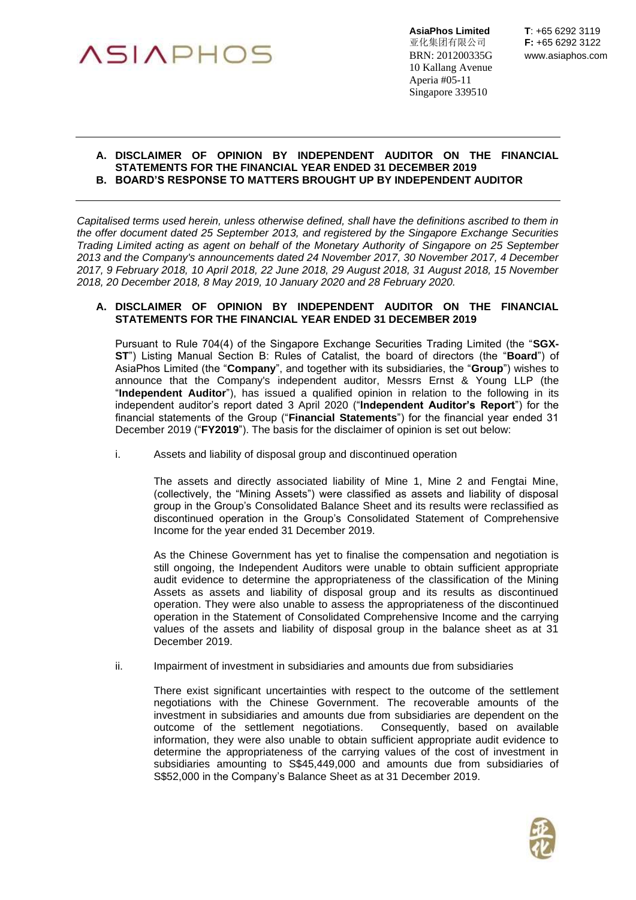ASIAPHOS

**AsiaPhos Limited**
亚化集团有限公司
BRN: 201200335G
10 Kallang Avenue
Aperia #05-11
Singapore 339510

**T**: +65 6292 3119
**F:** +65 6292 3122
www.asiaphos.com

---

**A. DISCLAIMER OF OPINION BY INDEPENDENT AUDITOR ON THE FINANCIAL STATEMENTS FOR THE FINANCIAL YEAR ENDED 31 DECEMBER 2019**
**B. BOARD'S RESPONSE TO MATTERS BROUGHT UP BY INDEPENDENT AUDITOR**

---

*Capitalised terms used herein, unless otherwise defined, shall have the definitions ascribed to them in the offer document dated 25 September 2013, and registered by the Singapore Exchange Securities Trading Limited acting as agent on behalf of the Monetary Authority of Singapore on 25 September 2013 and the Company's announcements dated 24 November 2017, 30 November 2017, 4 December 2017, 9 February 2018, 10 April 2018, 22 June 2018, 29 August 2018, 31 August 2018, 15 November 2018, 20 December 2018, 8 May 2019, 10 January 2020 and 28 February 2020.*

## A. DISCLAIMER OF OPINION BY INDEPENDENT AUDITOR ON THE FINANCIAL STATEMENTS FOR THE FINANCIAL YEAR ENDED 31 DECEMBER 2019

Pursuant to Rule 704(4) of the Singapore Exchange Securities Trading Limited (the "**SGX-ST**") Listing Manual Section B: Rules of Catalist, the board of directors (the "**Board**") of AsiaPhos Limited (the "**Company**", and together with its subsidiaries, the "**Group**") wishes to announce that the Company's independent auditor, Messrs Ernst & Young LLP (the "**Independent Auditor**"), has issued a qualified opinion in relation to the following in its independent auditor's report dated 3 April 2020 ("**Independent Auditor's Report**") for the financial statements of the Group ("**Financial Statements**") for the financial year ended 31 December 2019 ("**FY2019**"). The basis for the disclaimer of opinion is set out below:

i. Assets and liability of disposal group and discontinued operation

The assets and directly associated liability of Mine 1, Mine 2 and Fengtai Mine, (collectively, the "Mining Assets") were classified as assets and liability of disposal group in the Group's Consolidated Balance Sheet and its results were reclassified as discontinued operation in the Group's Consolidated Statement of Comprehensive Income for the year ended 31 December 2019.

As the Chinese Government has yet to finalise the compensation and negotiation is still ongoing, the Independent Auditors were unable to obtain sufficient appropriate audit evidence to determine the appropriateness of the classification of the Mining Assets as assets and liability of disposal group and its results as discontinued operation. They were also unable to assess the appropriateness of the discontinued operation in the Statement of Consolidated Comprehensive Income and the carrying values of the assets and liability of disposal group in the balance sheet as at 31 December 2019.

ii. Impairment of investment in subsidiaries and amounts due from subsidiaries

There exist significant uncertainties with respect to the outcome of the settlement negotiations with the Chinese Government. The recoverable amounts of the investment in subsidiaries and amounts due from subsidiaries are dependent on the outcome of the settlement negotiations. Consequently, based on available information, they were also unable to obtain sufficient appropriate audit evidence to determine the appropriateness of the carrying values of the cost of investment in subsidiaries amounting to S$45,449,000 and amounts due from subsidiaries of S$52,000 in the Company's Balance Sheet as at 31 December 2019.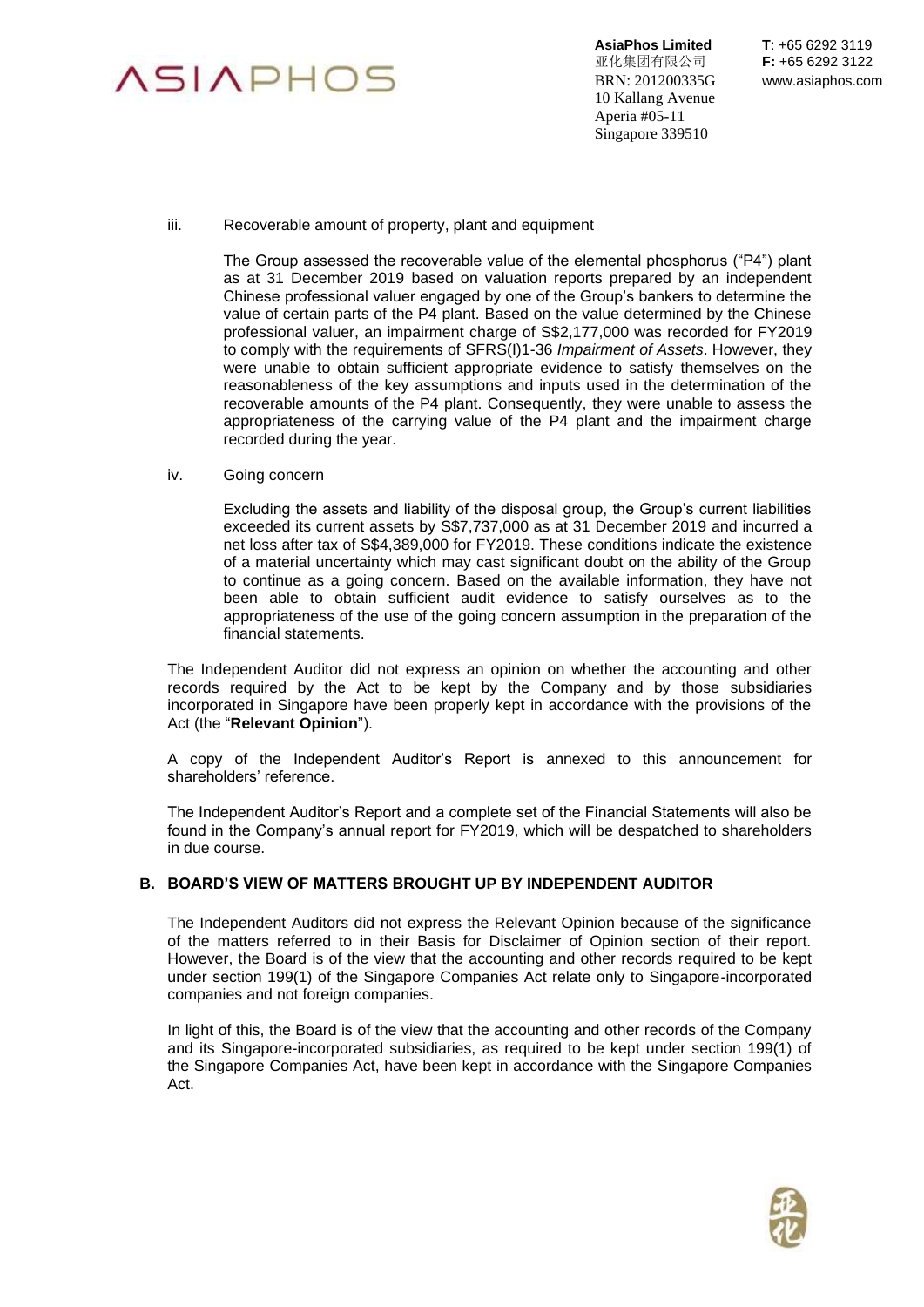iii. Recoverable amount of property, plant and equipment

The Group assessed the recoverable value of the elemental phosphorus ("P4") plant as at 31 December 2019 based on valuation reports prepared by an independent Chinese professional valuer engaged by one of the Group's bankers to determine the value of certain parts of the P4 plant. Based on the value determined by the Chinese professional valuer, an impairment charge of S$2,177,000 was recorded for FY2019 to comply with the requirements of SFRS(I)1-36 *Impairment of Assets*. However, they were unable to obtain sufficient appropriate evidence to satisfy themselves on the reasonableness of the key assumptions and inputs used in the determination of the recoverable amounts of the P4 plant. Consequently, they were unable to assess the appropriateness of the carrying value of the P4 plant and the impairment charge recorded during the year.

iv. Going concern

Excluding the assets and liability of the disposal group, the Group's current liabilities exceeded its current assets by S$7,737,000 as at 31 December 2019 and incurred a net loss after tax of S$4,389,000 for FY2019. These conditions indicate the existence of a material uncertainty which may cast significant doubt on the ability of the Group to continue as a going concern. Based on the available information, they have not been able to obtain sufficient audit evidence to satisfy ourselves as to the appropriateness of the use of the going concern assumption in the preparation of the financial statements.

The Independent Auditor did not express an opinion on whether the accounting and other records required by the Act to be kept by the Company and by those subsidiaries incorporated in Singapore have been properly kept in accordance with the provisions of the Act (the "**Relevant Opinion**").

A copy of the Independent Auditor's Report is annexed to this announcement for shareholders' reference.

The Independent Auditor's Report and a complete set of the Financial Statements will also be found in the Company's annual report for FY2019, which will be despatched to shareholders in due course.

## B. BOARD'S VIEW OF MATTERS BROUGHT UP BY INDEPENDENT AUDITOR

The Independent Auditors did not express the Relevant Opinion because of the significance of the matters referred to in their Basis for Disclaimer of Opinion section of their report. However, the Board is of the view that the accounting and other records required to be kept under section 199(1) of the Singapore Companies Act relate only to Singapore-incorporated companies and not foreign companies.

In light of this, the Board is of the view that the accounting and other records of the Company and its Singapore-incorporated subsidiaries, as required to be kept under section 199(1) of the Singapore Companies Act, have been kept in accordance with the Singapore Companies Act.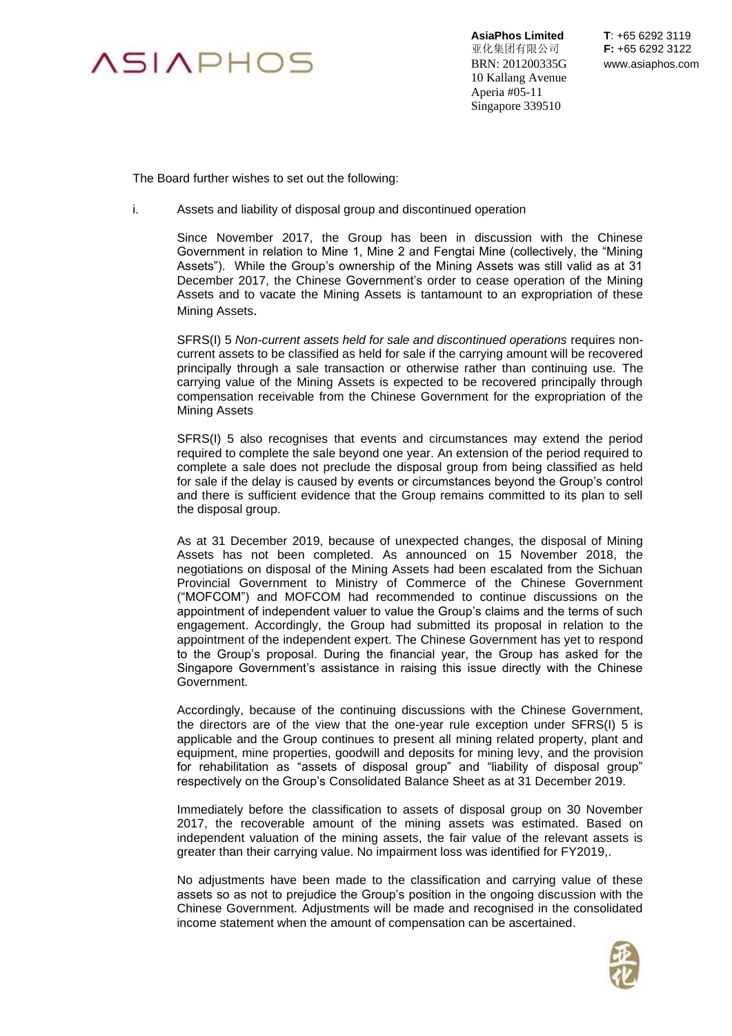The Board further wishes to set out the following:

i. Assets and liability of disposal group and discontinued operation

Since November 2017, the Group has been in discussion with the Chinese Government in relation to Mine 1, Mine 2 and Fengtai Mine (collectively, the "Mining Assets"). While the Group's ownership of the Mining Assets was still valid as at 31 December 2017, the Chinese Government's order to cease operation of the Mining Assets and to vacate the Mining Assets is tantamount to an expropriation of these Mining Assets.

SFRS(I) 5 *Non-current assets held for sale and discontinued operations* requires non-current assets to be classified as held for sale if the carrying amount will be recovered principally through a sale transaction or otherwise rather than continuing use. The carrying value of the Mining Assets is expected to be recovered principally through compensation receivable from the Chinese Government for the expropriation of the Mining Assets

SFRS(I) 5 also recognises that events and circumstances may extend the period required to complete the sale beyond one year. An extension of the period required to complete a sale does not preclude the disposal group from being classified as held for sale if the delay is caused by events or circumstances beyond the Group's control and there is sufficient evidence that the Group remains committed to its plan to sell the disposal group.

As at 31 December 2019, because of unexpected changes, the disposal of Mining Assets has not been completed. As announced on 15 November 2018, the negotiations on disposal of the Mining Assets had been escalated from the Sichuan Provincial Government to Ministry of Commerce of the Chinese Government ("MOFCOM") and MOFCOM had recommended to continue discussions on the appointment of independent valuer to value the Group's claims and the terms of such engagement. Accordingly, the Group had submitted its proposal in relation to the appointment of the independent expert. The Chinese Government has yet to respond to the Group's proposal. During the financial year, the Group has asked for the Singapore Government's assistance in raising this issue directly with the Chinese Government.

Accordingly, because of the continuing discussions with the Chinese Government, the directors are of the view that the one-year rule exception under SFRS(I) 5 is applicable and the Group continues to present all mining related property, plant and equipment, mine properties, goodwill and deposits for mining levy, and the provision for rehabilitation as "assets of disposal group" and "liability of disposal group" respectively on the Group's Consolidated Balance Sheet as at 31 December 2019.

Immediately before the classification to assets of disposal group on 30 November 2017, the recoverable amount of the mining assets was estimated. Based on independent valuation of the mining assets, the fair value of the relevant assets is greater than their carrying value. No impairment loss was identified for FY2019,.

No adjustments have been made to the classification and carrying value of these assets so as not to prejudice the Group's position in the ongoing discussion with the Chinese Government. Adjustments will be made and recognised in the consolidated income statement when the amount of compensation can be ascertained.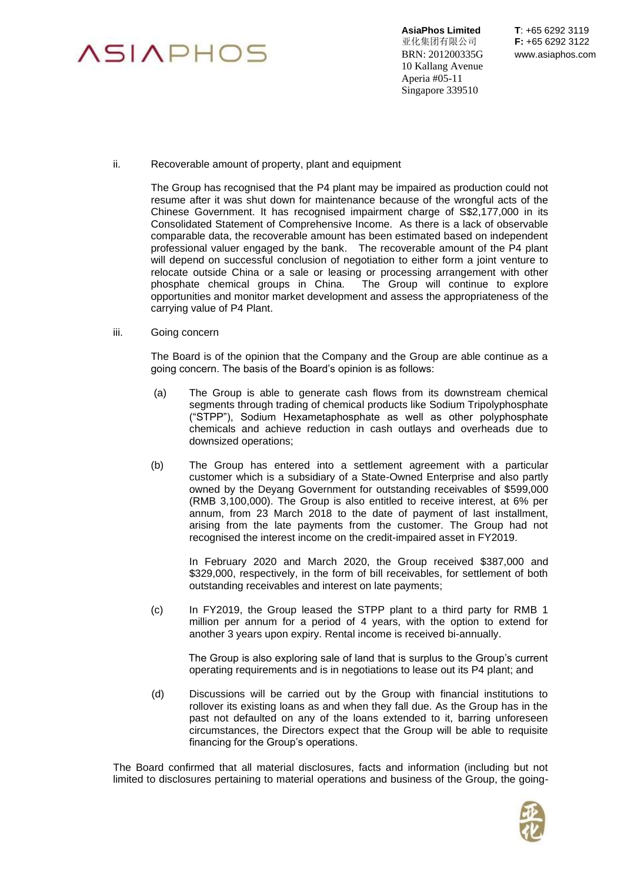ii. Recoverable amount of property, plant and equipment

The Group has recognised that the P4 plant may be impaired as production could not resume after it was shut down for maintenance because of the wrongful acts of the Chinese Government. It has recognised impairment charge of S$2,177,000 in its Consolidated Statement of Comprehensive Income. As there is a lack of observable comparable data, the recoverable amount has been estimated based on independent professional valuer engaged by the bank. The recoverable amount of the P4 plant will depend on successful conclusion of negotiation to either form a joint venture to relocate outside China or a sale or leasing or processing arrangement with other phosphate chemical groups in China. The Group will continue to explore opportunities and monitor market development and assess the appropriateness of the carrying value of P4 Plant.

iii. Going concern

The Board is of the opinion that the Company and the Group are able continue as a going concern. The basis of the Board's opinion is as follows:

(a) The Group is able to generate cash flows from its downstream chemical segments through trading of chemical products like Sodium Tripolyphosphate ("STPP"), Sodium Hexametaphosphate as well as other polyphosphate chemicals and achieve reduction in cash outlays and overheads due to downsized operations;

(b) The Group has entered into a settlement agreement with a particular customer which is a subsidiary of a State-Owned Enterprise and also partly owned by the Deyang Government for outstanding receivables of $599,000 (RMB 3,100,000). The Group is also entitled to receive interest, at 6% per annum, from 23 March 2018 to the date of payment of last installment, arising from the late payments from the customer. The Group had not recognised the interest income on the credit-impaired asset in FY2019.

In February 2020 and March 2020, the Group received $387,000 and $329,000, respectively, in the form of bill receivables, for settlement of both outstanding receivables and interest on late payments;

(c) In FY2019, the Group leased the STPP plant to a third party for RMB 1 million per annum for a period of 4 years, with the option to extend for another 3 years upon expiry. Rental income is received bi-annually.

The Group is also exploring sale of land that is surplus to the Group's current operating requirements and is in negotiations to lease out its P4 plant; and

(d) Discussions will be carried out by the Group with financial institutions to rollover its existing loans as and when they fall due. As the Group has in the past not defaulted on any of the loans extended to it, barring unforeseen circumstances, the Directors expect that the Group will be able to requisite financing for the Group's operations.

The Board confirmed that all material disclosures, facts and information (including but not limited to disclosures pertaining to material operations and business of the Group, the going-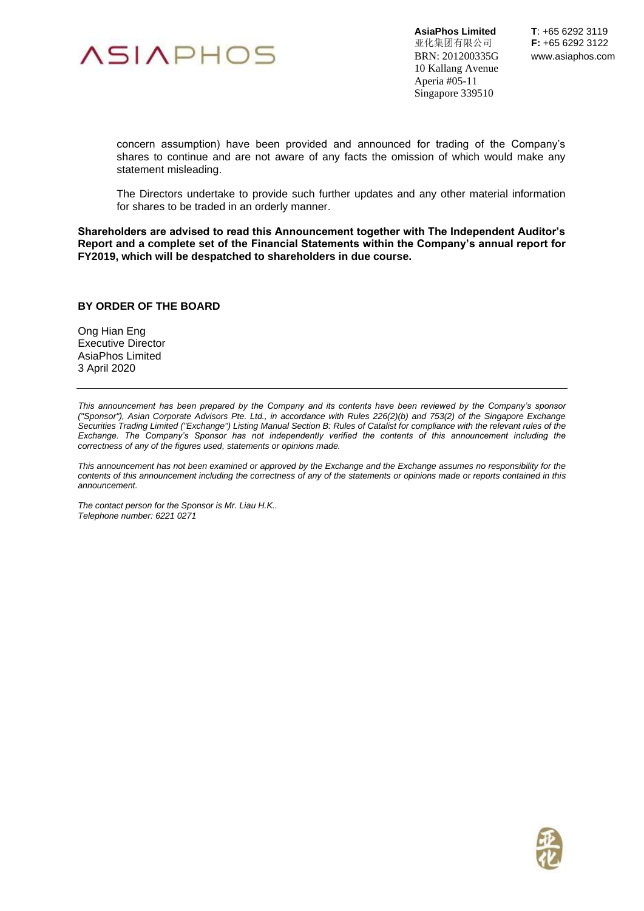concern assumption) have been provided and announced for trading of the Company's shares to continue and are not aware of any facts the omission of which would make any statement misleading.

The Directors undertake to provide such further updates and any other material information for shares to be traded in an orderly manner.

**Shareholders are advised to read this Announcement together with The Independent Auditor's Report and a complete set of the Financial Statements within the Company's annual report for FY2019, which will be despatched to shareholders in due course.**

**BY ORDER OF THE BOARD**

Ong Hian Eng
Executive Director
AsiaPhos Limited
3 April 2020

---

*This announcement has been prepared by the Company and its contents have been reviewed by the Company's sponsor ("Sponsor"), Asian Corporate Advisors Pte. Ltd., in accordance with Rules 226(2)(b) and 753(2) of the Singapore Exchange Securities Trading Limited ("Exchange") Listing Manual Section B: Rules of Catalist for compliance with the relevant rules of the Exchange. The Company's Sponsor has not independently verified the contents of this announcement including the correctness of any of the figures used, statements or opinions made.*

*This announcement has not been examined or approved by the Exchange and the Exchange assumes no responsibility for the contents of this announcement including the correctness of any of the statements or opinions made or reports contained in this announcement.*

*The contact person for the Sponsor is Mr. Liau H.K..*
*Telephone number: 6221 0271*